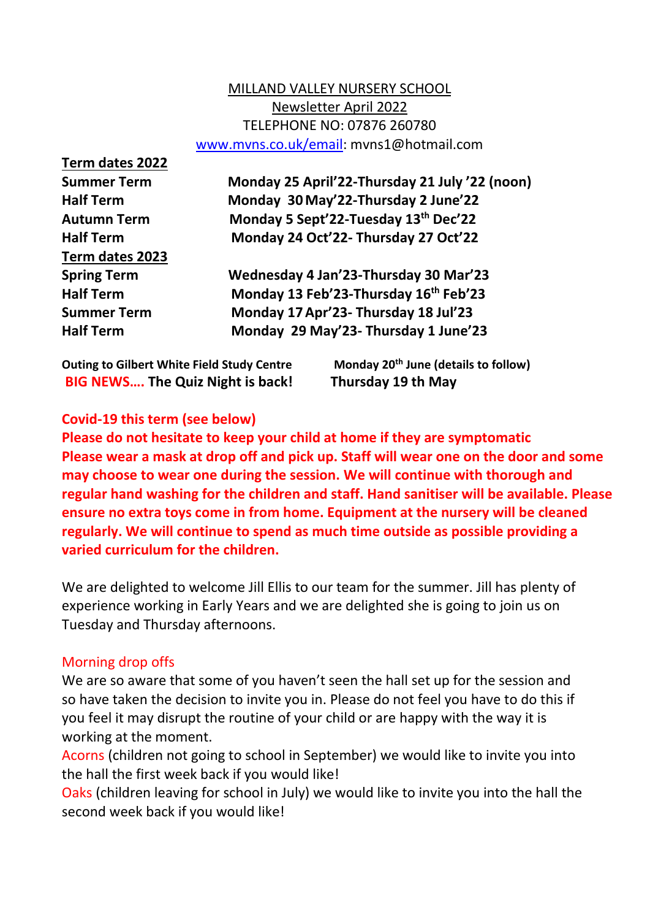MILLAND VALLEY NURSERY SCHOOL

Newsletter April 2022

TELEPHONE NO: 07876 260780

www.mvns.co.uk/email: mvns1@hotmail.com

| **Term dates 2022** | |
|---|---|
| **Summer Term** | **Monday 25 April'22-Thursday 21 July '22 (noon)** |
| **Half Term** | **Monday 30 May'22-Thursday 2 June'22** |
| **Autumn Term** | **Monday 5 Sept'22-Tuesday 13th Dec'22** |
| **Half Term** | **Monday 24 Oct'22- Thursday 27 Oct'22** |
| **Term dates 2023** | |
| **Spring Term** | **Wednesday 4 Jan'23-Thursday 30 Mar'23** |
| **Half Term** | **Monday 13 Feb'23-Thursday 16th Feb'23** |
| **Summer Term** | **Monday 17 Apr'23- Thursday 18 Jul'23** |
| **Half Term** | **Monday 29 May'23- Thursday 1 June'23** |

**Outing to Gilbert White Field Study Centre** — **Monday 20th June (details to follow)**

**BIG NEWS…. The Quiz Night is back!** — **Thursday 19 th May**

**Covid-19 this term (see below)**

**Please do not hesitate to keep your child at home if they are symptomatic**

**Please wear a mask at drop off and pick up. Staff will wear one on the door and some may choose to wear one during the session. We will continue with thorough and regular hand washing for the children and staff. Hand sanitiser will be available. Please ensure no extra toys come in from home. Equipment at the nursery will be cleaned regularly. We will continue to spend as much time outside as possible providing a varied curriculum for the children.**

We are delighted to welcome Jill Ellis to our team for the summer. Jill has plenty of experience working in Early Years and we are delighted she is going to join us on Tuesday and Thursday afternoons.

Morning drop offs

We are so aware that some of you haven't seen the hall set up for the session and so have taken the decision to invite you in. Please do not feel you have to do this if you feel it may disrupt the routine of your child or are happy with the way it is working at the moment.

Acorns (children not going to school in September) we would like to invite you into the hall the first week back if you would like!

Oaks (children leaving for school in July) we would like to invite you into the hall the second week back if you would like!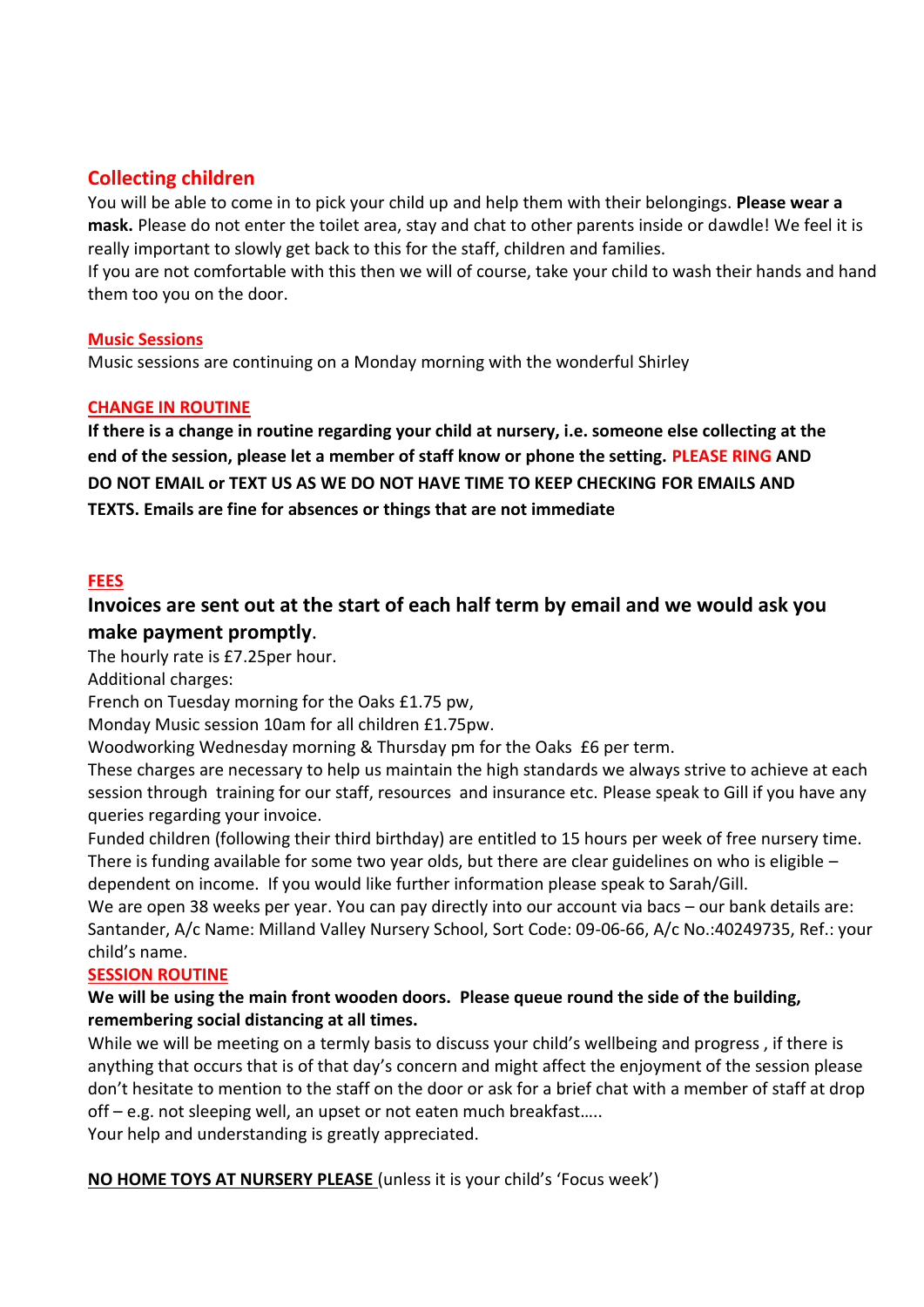## Collecting children

You will be able to come in to pick your child up and help them with their belongings. **Please wear a mask.** Please do not enter the toilet area, stay and chat to other parents inside or dawdle! We feel it is really important to slowly get back to this for the staff, children and families.

If you are not comfortable with this then we will of course, take your child to wash their hands and hand them too you on the door.

### Music Sessions

Music sessions are continuing on a Monday morning with the wonderful Shirley

### CHANGE IN ROUTINE

**If there is a change in routine regarding your child at nursery, i.e. someone else collecting at the end of the session, please let a member of staff know or phone the setting. PLEASE RING AND DO NOT EMAIL or TEXT US AS WE DO NOT HAVE TIME TO KEEP CHECKING FOR EMAILS AND TEXTS. Emails are fine for absences or things that are not immediate**

### FEES

**Invoices are sent out at the start of each half term by email and we would ask you make payment promptly**.

The hourly rate is £7.25per hour.

Additional charges:

French on Tuesday morning for the Oaks £1.75 pw,

Monday Music session 10am for all children £1.75pw.

Woodworking Wednesday morning & Thursday pm for the Oaks £6 per term.

These charges are necessary to help us maintain the high standards we always strive to achieve at each session through training for our staff, resources and insurance etc. Please speak to Gill if you have any queries regarding your invoice.

Funded children (following their third birthday) are entitled to 15 hours per week of free nursery time. There is funding available for some two year olds, but there are clear guidelines on who is eligible – dependent on income. If you would like further information please speak to Sarah/Gill.

We are open 38 weeks per year. You can pay directly into our account via bacs – our bank details are: Santander, A/c Name: Milland Valley Nursery School, Sort Code: 09-06-66, A/c No.:40249735, Ref.: your child's name.

### SESSION ROUTINE

**We will be using the main front wooden doors. Please queue round the side of the building, remembering social distancing at all times.**

While we will be meeting on a termly basis to discuss your child's wellbeing and progress , if there is anything that occurs that is of that day's concern and might affect the enjoyment of the session please don't hesitate to mention to the staff on the door or ask for a brief chat with a member of staff at drop off – e.g. not sleeping well, an upset or not eaten much breakfast…..

Your help and understanding is greatly appreciated.

**NO HOME TOYS AT NURSERY PLEASE** (unless it is your child's 'Focus week')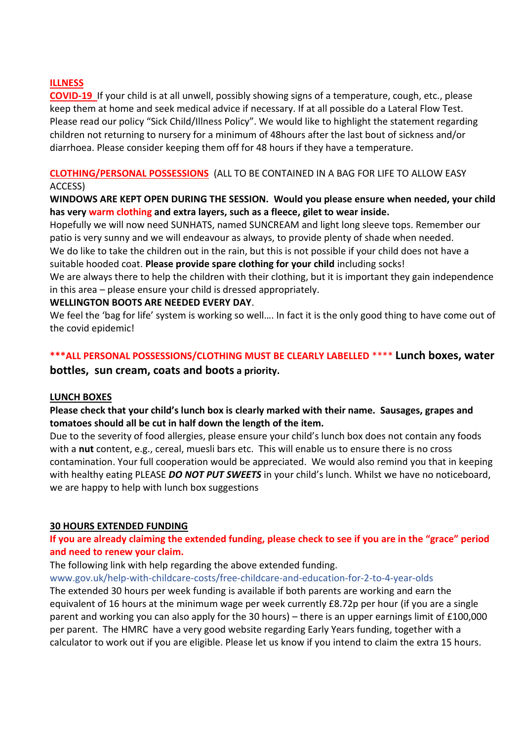## ILLNESS

**COVID-19** If your child is at all unwell, possibly showing signs of a temperature, cough, etc., please keep them at home and seek medical advice if necessary. If at all possible do a Lateral Flow Test. Please read our policy "Sick Child/Illness Policy". We would like to highlight the statement regarding children not returning to nursery for a minimum of 48hours after the last bout of sickness and/or diarrhoea. Please consider keeping them off for 48 hours if they have a temperature.

## CLOTHING/PERSONAL POSSESSIONS (ALL TO BE CONTAINED IN A BAG FOR LIFE TO ALLOW EASY ACCESS)

**WINDOWS ARE KEPT OPEN DURING THE SESSION. Would you please ensure when needed, your child has very warm clothing and extra layers, such as a fleece, gilet to wear inside.**

Hopefully we will now need SUNHATS, named SUNCREAM and light long sleeve tops. Remember our patio is very sunny and we will endeavour as always, to provide plenty of shade when needed.

We do like to take the children out in the rain, but this is not possible if your child does not have a suitable hooded coat. **Please provide spare clothing for your child** including socks!

We are always there to help the children with their clothing, but it is important they gain independence in this area – please ensure your child is dressed appropriately.

**WELLINGTON BOOTS ARE NEEDED EVERY DAY**.

We feel the 'bag for life' system is working so well…. In fact it is the only good thing to have come out of the covid epidemic!

**\*\*\*ALL PERSONAL POSSESSIONS/CLOTHING MUST BE CLEARLY LABELLED \*\*\*\* Lunch boxes, water bottles, sun cream, coats and boots a priority.**

## LUNCH BOXES

**Please check that your child's lunch box is clearly marked with their name. Sausages, grapes and tomatoes should all be cut in half down the length of the item.**

Due to the severity of food allergies, please ensure your child's lunch box does not contain any foods with a **nut** content, e.g., cereal, muesli bars etc. This will enable us to ensure there is no cross contamination. Your full cooperation would be appreciated. We would also remind you that in keeping with healthy eating PLEASE ***DO NOT PUT SWEETS*** in your child's lunch. Whilst we have no noticeboard, we are happy to help with lunch box suggestions

## 30 HOURS EXTENDED FUNDING

**If you are already claiming the extended funding, please check to see if you are in the "grace" period and need to renew your claim.**

The following link with help regarding the above extended funding.

www.gov.uk/help-with-childcare-costs/free-childcare-and-education-for-2-to-4-year-olds

The extended 30 hours per week funding is available if both parents are working and earn the equivalent of 16 hours at the minimum wage per week currently £8.72p per hour (if you are a single parent and working you can also apply for the 30 hours) – there is an upper earnings limit of £100,000 per parent. The HMRC have a very good website regarding Early Years funding, together with a calculator to work out if you are eligible. Please let us know if you intend to claim the extra 15 hours.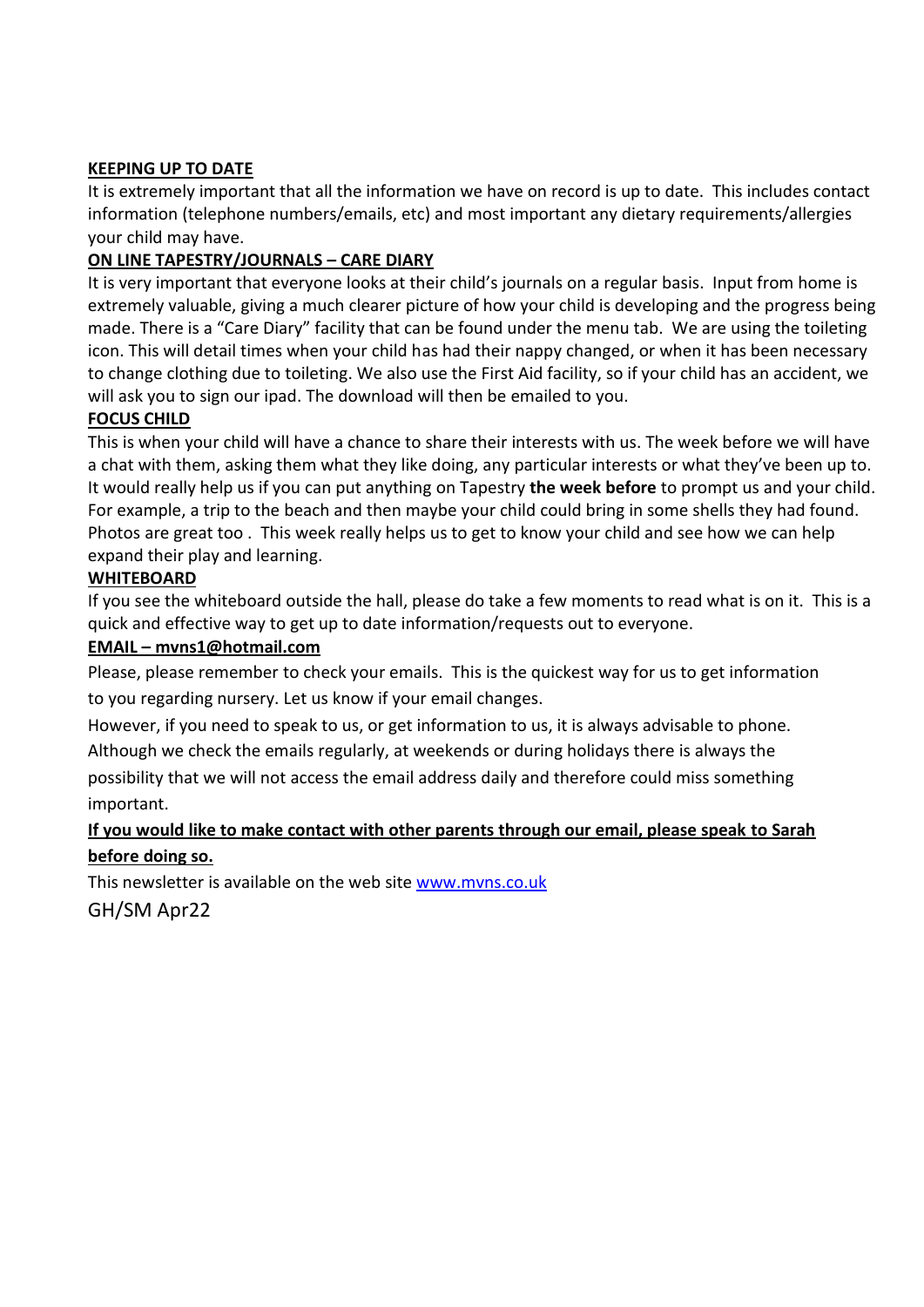**<u>KEEPING UP TO DATE</u>**

It is extremely important that all the information we have on record is up to date. This includes contact information (telephone numbers/emails, etc) and most important any dietary requirements/allergies your child may have.

**<u>ON LINE TAPESTRY/JOURNALS – CARE DIARY</u>**

It is very important that everyone looks at their child's journals on a regular basis. Input from home is extremely valuable, giving a much clearer picture of how your child is developing and the progress being made. There is a "Care Diary" facility that can be found under the menu tab. We are using the toileting icon. This will detail times when your child has had their nappy changed, or when it has been necessary to change clothing due to toileting. We also use the First Aid facility, so if your child has an accident, we will ask you to sign our ipad. The download will then be emailed to you.

**<u>FOCUS CHILD</u>**

This is when your child will have a chance to share their interests with us. The week before we will have a chat with them, asking them what they like doing, any particular interests or what they've been up to. It would really help us if you can put anything on Tapestry **the week before** to prompt us and your child. For example, a trip to the beach and then maybe your child could bring in some shells they had found. Photos are great too . This week really helps us to get to know your child and see how we can help expand their play and learning.

**<u>WHITEBOARD</u>**

If you see the whiteboard outside the hall, please do take a few moments to read what is on it. This is a quick and effective way to get up to date information/requests out to everyone.

**<u>EMAIL – mvns1@hotmail.com</u>**

Please, please remember to check your emails. This is the quickest way for us to get information to you regarding nursery. Let us know if your email changes.

However, if you need to speak to us, or get information to us, it is always advisable to phone. Although we check the emails regularly, at weekends or during holidays there is always the possibility that we will not access the email address daily and therefore could miss something important.

**<u>If you would like to make contact with other parents through our email, please speak to Sarah before doing so.</u>**

This newsletter is available on the web site [www.mvns.co.uk](http://www.mvns.co.uk)

GH/SM Apr22